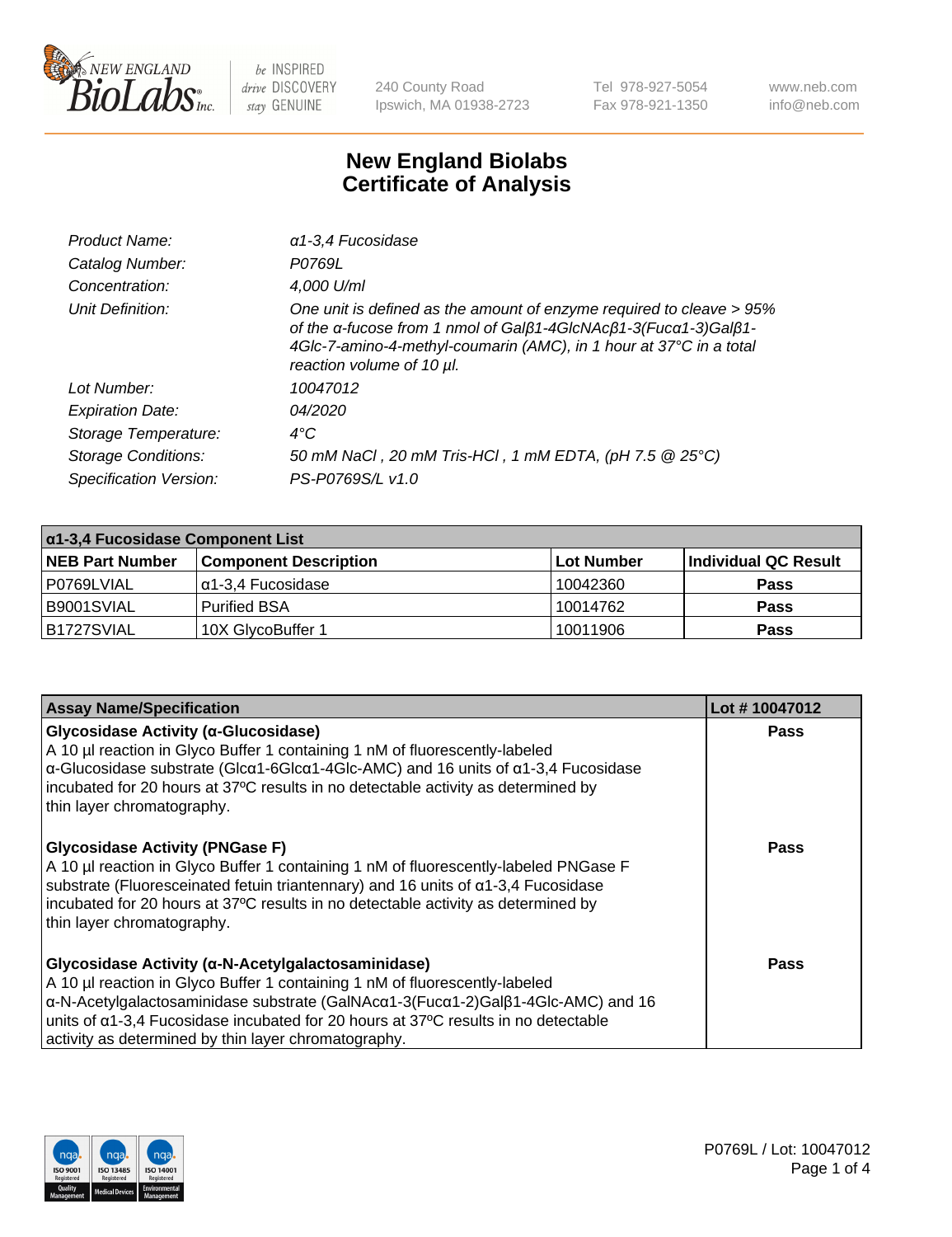# New England Biolabs Certificate of Analysis

| | |
|---|---|
| *Product Name:* | *α1-3,4 Fucosidase* |
| *Catalog Number:* | *P0769L* |
| *Concentration:* | *4,000 U/ml* |
| *Unit Definition:* | *One unit is defined as the amount of enzyme required to cleave > 95% of the α-fucose from 1 nmol of Galβ1-4GlcNAcβ1-3(Fucα1-3)Galβ1-4Glc-7-amino-4-methyl-coumarin (AMC), in 1 hour at 37°C in a total reaction volume of 10 µl.* |
| *Lot Number:* | *10047012* |
| *Expiration Date:* | *04/2020* |
| *Storage Temperature:* | *4°C* |
| *Storage Conditions:* | *50 mM NaCl , 20 mM Tris-HCl , 1 mM EDTA, (pH 7.5 @ 25°C)* |
| *Specification Version:* | *PS-P0769S/L v1.0* |

**α1-3,4 Fucosidase Component List**

| NEB Part Number | Component Description | Lot Number | Individual QC Result |
|---|---|---|---|
| P0769LVIAL | α1-3,4 Fucosidase | 10042360 | Pass |
| B9001SVIAL | Purified BSA | 10014762 | Pass |
| B1727SVIAL | 10X GlycoBuffer 1 | 10011906 | Pass |

| Assay Name/Specification | Lot # 10047012 |
|---|---|
| **Glycosidase Activity (α-Glucosidase)**<br>A 10 µl reaction in Glyco Buffer 1 containing 1 nM of fluorescently-labeled α-Glucosidase substrate (Glcα1-6Glcα1-4Glc-AMC) and 16 units of α1-3,4 Fucosidase incubated for 20 hours at 37ºC results in no detectable activity as determined by thin layer chromatography. | Pass |
| **Glycosidase Activity (PNGase F)**<br>A 10 µl reaction in Glyco Buffer 1 containing 1 nM of fluorescently-labeled PNGase F substrate (Fluoresceinated fetuin triantennary) and 16 units of α1-3,4 Fucosidase incubated for 20 hours at 37ºC results in no detectable activity as determined by thin layer chromatography. | Pass |
| **Glycosidase Activity (α-N-Acetylgalactosaminidase)**<br>A 10 µl reaction in Glyco Buffer 1 containing 1 nM of fluorescently-labeled α-N-Acetylgalactosaminidase substrate (GalNAcα1-3(Fucα1-2)Galβ1-4Glc-AMC) and 16 units of α1-3,4 Fucosidase incubated for 20 hours at 37ºC results in no detectable activity as determined by thin layer chromatography. | Pass |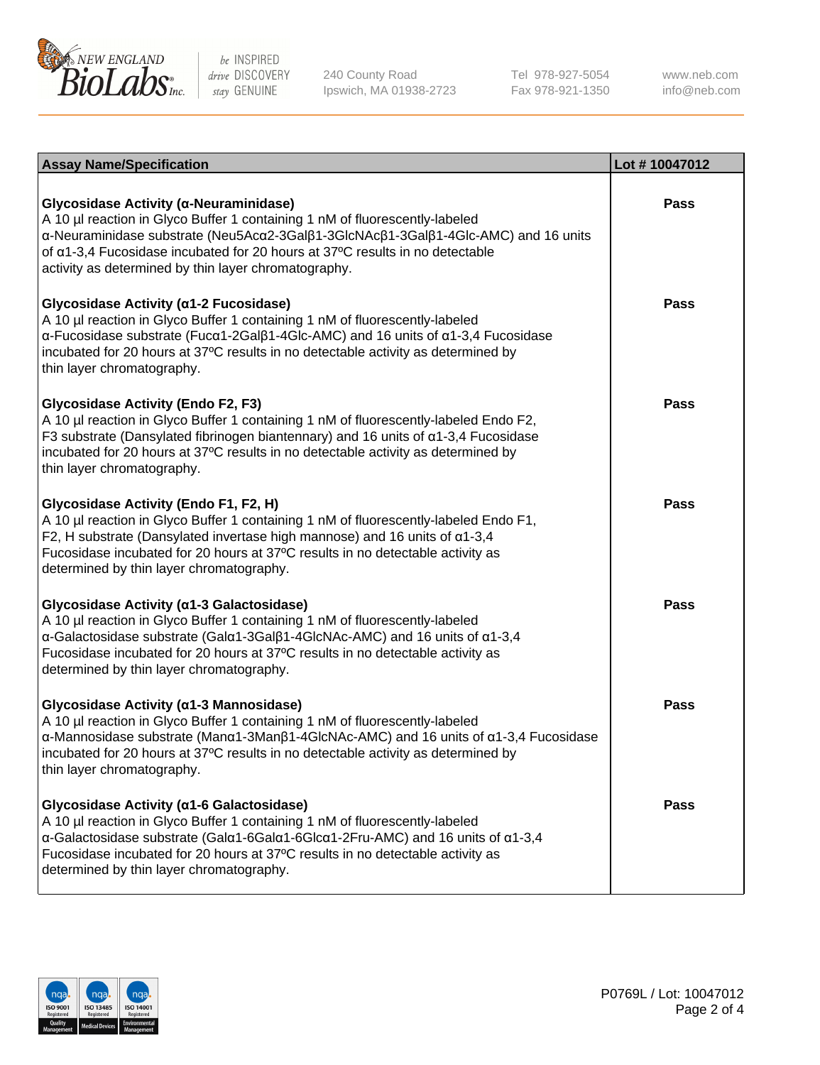| Assay Name/Specification | Lot # 10047012 |
| --- | --- |
| **Glycosidase Activity (α-Neuraminidase)**<br>A 10 µl reaction in Glyco Buffer 1 containing 1 nM of fluorescently-labeled α-Neuraminidase substrate (Neu5Acα2-3Galβ1-3GlcNAcβ1-3Galβ1-4Glc-AMC) and 16 units of α1-3,4 Fucosidase incubated for 20 hours at 37ºC results in no detectable activity as determined by thin layer chromatography. | Pass |
| **Glycosidase Activity (α1-2 Fucosidase)**<br>A 10 µl reaction in Glyco Buffer 1 containing 1 nM of fluorescently-labeled α-Fucosidase substrate (Fucα1-2Galβ1-4Glc-AMC) and 16 units of α1-3,4 Fucosidase incubated for 20 hours at 37ºC results in no detectable activity as determined by thin layer chromatography. | Pass |
| **Glycosidase Activity (Endo F2, F3)**<br>A 10 µl reaction in Glyco Buffer 1 containing 1 nM of fluorescently-labeled Endo F2, F3 substrate (Dansylated fibrinogen biantennary) and 16 units of α1-3,4 Fucosidase incubated for 20 hours at 37ºC results in no detectable activity as determined by thin layer chromatography. | Pass |
| **Glycosidase Activity (Endo F1, F2, H)**<br>A 10 µl reaction in Glyco Buffer 1 containing 1 nM of fluorescently-labeled Endo F1, F2, H substrate (Dansylated invertase high mannose) and 16 units of α1-3,4 Fucosidase incubated for 20 hours at 37ºC results in no detectable activity as determined by thin layer chromatography. | Pass |
| **Glycosidase Activity (α1-3 Galactosidase)**<br>A 10 µl reaction in Glyco Buffer 1 containing 1 nM of fluorescently-labeled α-Galactosidase substrate (Galα1-3Galβ1-4GlcNAc-AMC) and 16 units of α1-3,4 Fucosidase incubated for 20 hours at 37ºC results in no detectable activity as determined by thin layer chromatography. | Pass |
| **Glycosidase Activity (α1-3 Mannosidase)**<br>A 10 µl reaction in Glyco Buffer 1 containing 1 nM of fluorescently-labeled α-Mannosidase substrate (Manα1-3Manβ1-4GlcNAc-AMC) and 16 units of α1-3,4 Fucosidase incubated for 20 hours at 37ºC results in no detectable activity as determined by thin layer chromatography. | Pass |
| **Glycosidase Activity (α1-6 Galactosidase)**<br>A 10 µl reaction in Glyco Buffer 1 containing 1 nM of fluorescently-labeled α-Galactosidase substrate (Galα1-6Galα1-6Glcα1-2Fru-AMC) and 16 units of α1-3,4 Fucosidase incubated for 20 hours at 37ºC results in no detectable activity as determined by thin layer chromatography. | Pass |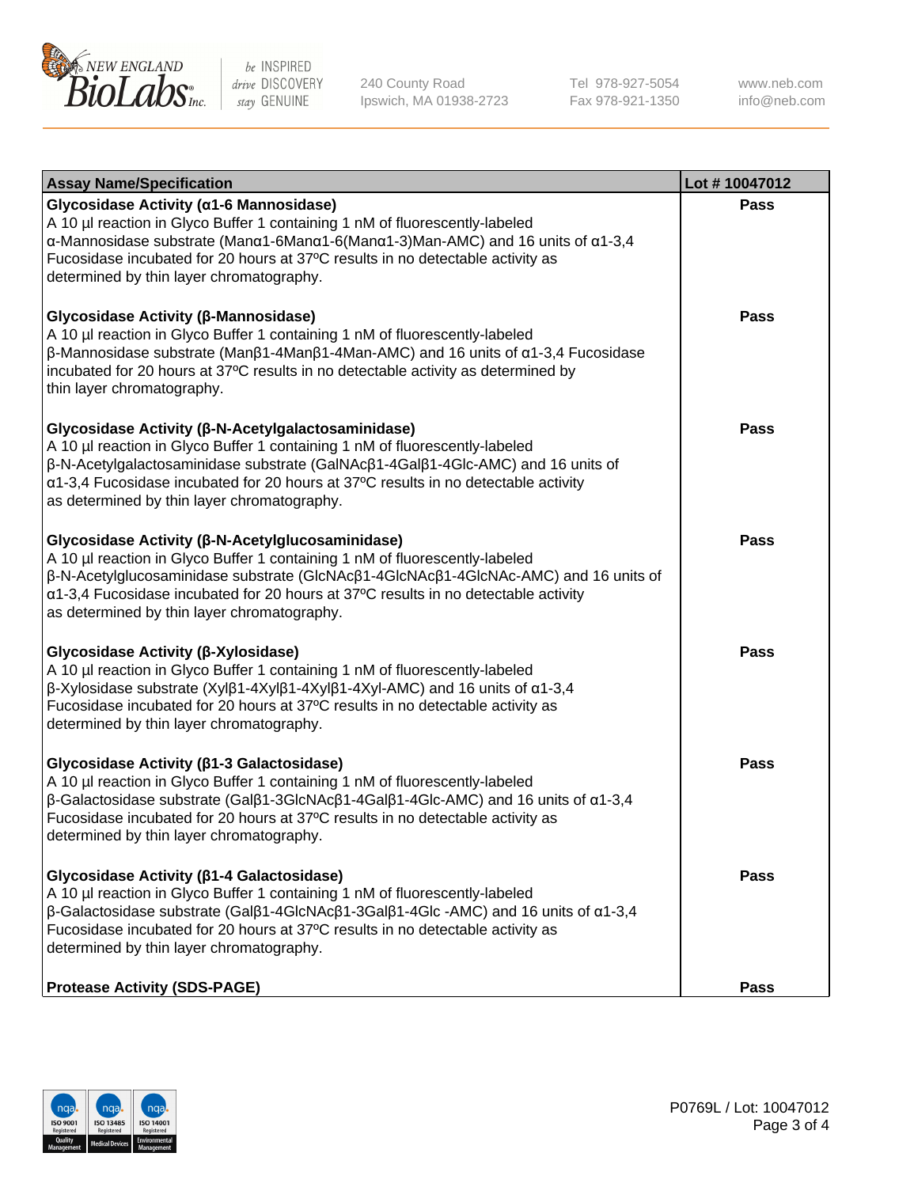| Assay Name/Specification | Lot # 10047012 |
|---|---|
| **Glycosidase Activity (α1-6 Mannosidase)**<br>A 10 µl reaction in Glyco Buffer 1 containing 1 nM of fluorescently-labeled α-Mannosidase substrate (Manα1-6Manα1-6(Manα1-3)Man-AMC) and 16 units of α1-3,4 Fucosidase incubated for 20 hours at 37ºC results in no detectable activity as determined by thin layer chromatography. | Pass |
| **Glycosidase Activity (β-Mannosidase)**<br>A 10 µl reaction in Glyco Buffer 1 containing 1 nM of fluorescently-labeled β-Mannosidase substrate (Manβ1-4Manβ1-4Man-AMC) and 16 units of α1-3,4 Fucosidase incubated for 20 hours at 37ºC results in no detectable activity as determined by thin layer chromatography. | Pass |
| **Glycosidase Activity (β-N-Acetylgalactosaminidase)**<br>A 10 µl reaction in Glyco Buffer 1 containing 1 nM of fluorescently-labeled β-N-Acetylgalactosaminidase substrate (GalNAcβ1-4Galβ1-4Glc-AMC) and 16 units of α1-3,4 Fucosidase incubated for 20 hours at 37ºC results in no detectable activity as determined by thin layer chromatography. | Pass |
| **Glycosidase Activity (β-N-Acetylglucosaminidase)**<br>A 10 µl reaction in Glyco Buffer 1 containing 1 nM of fluorescently-labeled β-N-Acetylglucosaminidase substrate (GlcNAcβ1-4GlcNAcβ1-4GlcNAc-AMC) and 16 units of α1-3,4 Fucosidase incubated for 20 hours at 37ºC results in no detectable activity as determined by thin layer chromatography. | Pass |
| **Glycosidase Activity (β-Xylosidase)**<br>A 10 µl reaction in Glyco Buffer 1 containing 1 nM of fluorescently-labeled β-Xylosidase substrate (Xylβ1-4Xylβ1-4Xylβ1-4Xyl-AMC) and 16 units of α1-3,4 Fucosidase incubated for 20 hours at 37ºC results in no detectable activity as determined by thin layer chromatography. | Pass |
| **Glycosidase Activity (β1-3 Galactosidase)**<br>A 10 µl reaction in Glyco Buffer 1 containing 1 nM of fluorescently-labeled β-Galactosidase substrate (Galβ1-3GlcNAcβ1-4Galβ1-4Glc-AMC) and 16 units of α1-3,4 Fucosidase incubated for 20 hours at 37ºC results in no detectable activity as determined by thin layer chromatography. | Pass |
| **Glycosidase Activity (β1-4 Galactosidase)**<br>A 10 µl reaction in Glyco Buffer 1 containing 1 nM of fluorescently-labeled β-Galactosidase substrate (Galβ1-4GlcNAcβ1-3Galβ1-4Glc -AMC) and 16 units of α1-3,4 Fucosidase incubated for 20 hours at 37ºC results in no detectable activity as determined by thin layer chromatography. | Pass |
| **Protease Activity (SDS-PAGE)** | Pass |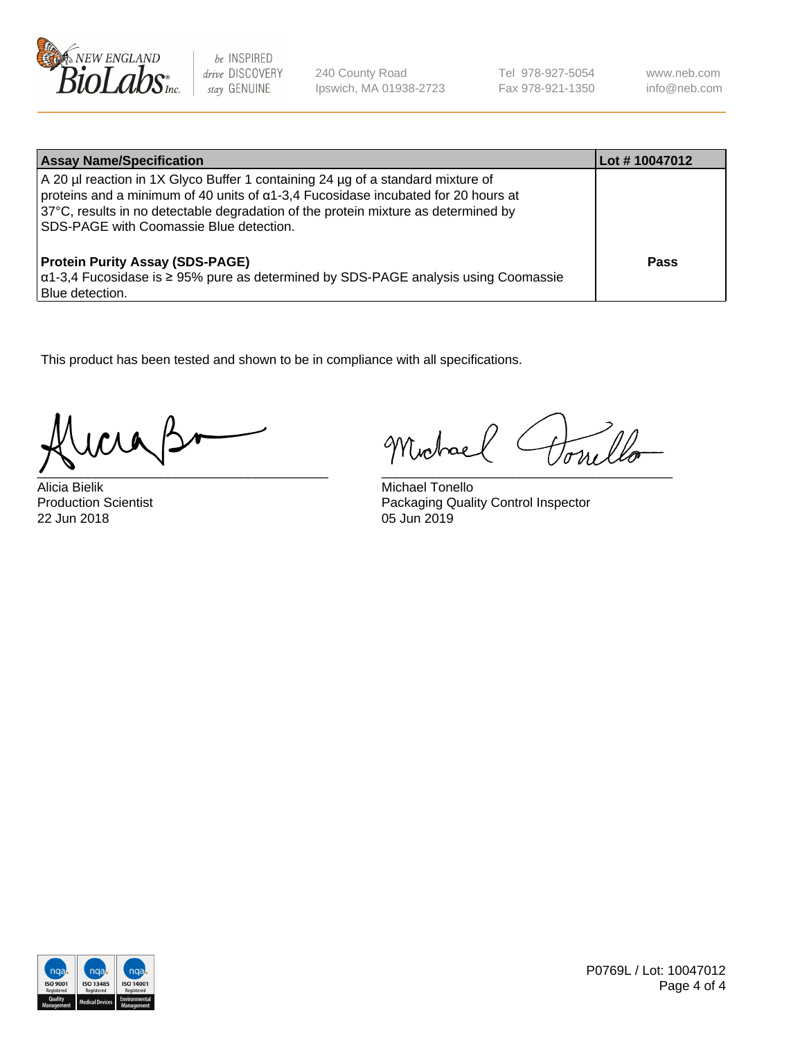New England BioLabs Inc. — be INSPIRED drive DISCOVERY stay GENUINE

240 County Road
Ipswich, MA 01938-2723

Tel 978-927-5054
Fax 978-921-1350

www.neb.com
info@neb.com

| Assay Name/Specification | Lot # 10047012 |
| --- | --- |
| A 20 µl reaction in 1X Glyco Buffer 1 containing 24 µg of a standard mixture of proteins and a minimum of 40 units of α1-3,4 Fucosidase incubated for 20 hours at 37°C, results in no detectable degradation of the protein mixture as determined by SDS-PAGE with Coomassie Blue detection. | |
| **Protein Purity Assay (SDS-PAGE)**<br>α1-3,4 Fucosidase is ≥ 95% pure as determined by SDS-PAGE analysis using Coomassie Blue detection. | **Pass** |

This product has been tested and shown to be in compliance with all specifications.

Alicia Bielik
Production Scientist
22 Jun 2018

Michael Tonello
Packaging Quality Control Inspector
05 Jun 2019

ISO 9001 Registered Quality Management | ISO 13485 Registered Medical Devices | ISO 14001 Registered Environmental Management

P0769L / Lot: 10047012